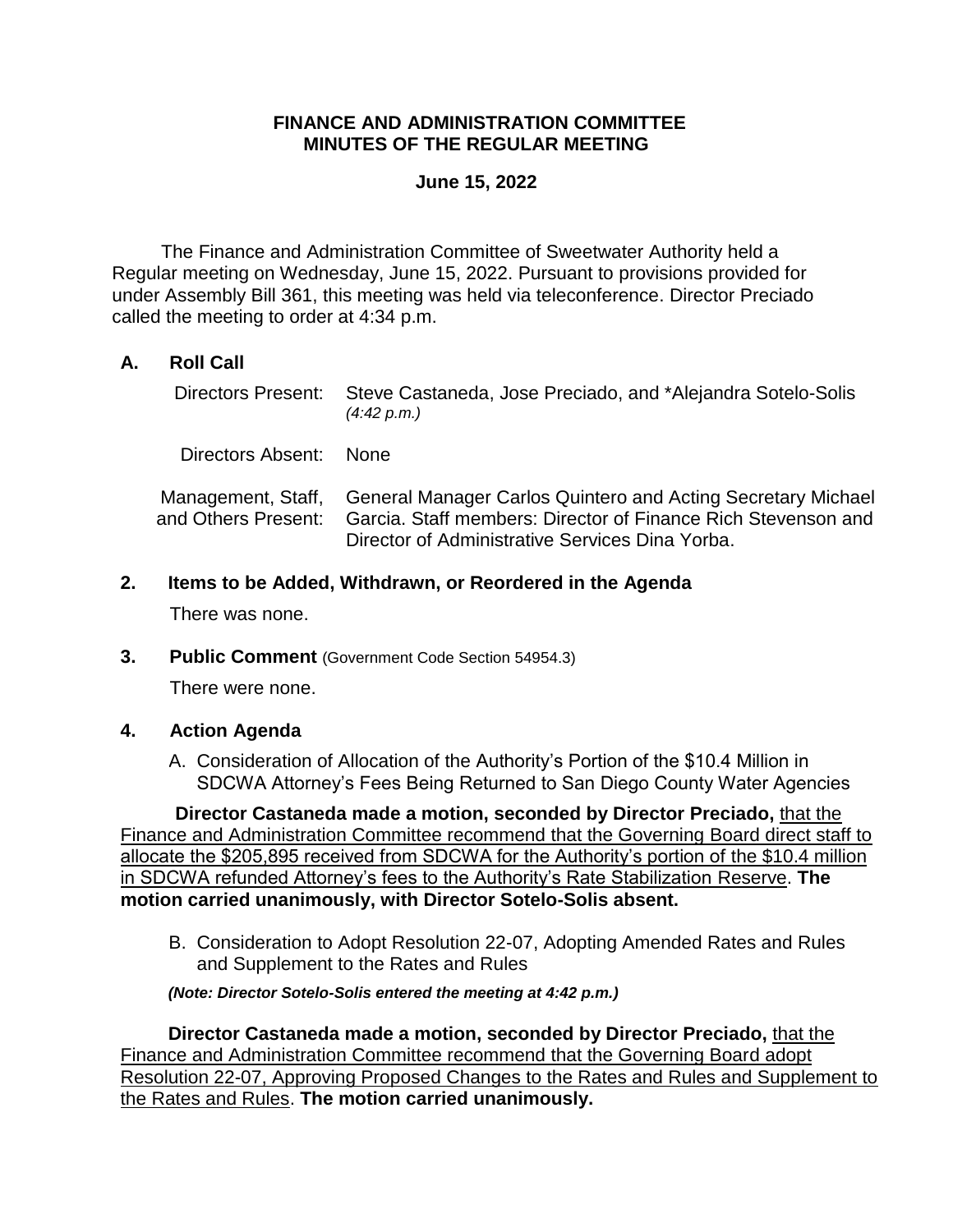**FINANCE AND ADMINISTRATION COMMITTEE**
**MINUTES OF THE REGULAR MEETING**

**June 15, 2022**

The Finance and Administration Committee of Sweetwater Authority held a Regular meeting on Wednesday, June 15, 2022. Pursuant to provisions provided for under Assembly Bill 361, this meeting was held via teleconference. Director Preciado called the meeting to order at 4:34 p.m.

## A. Roll Call

| | |
|---|---|
| Directors Present: | Steve Castaneda, Jose Preciado, and *Alejandra Sotelo-Solis *(4:42 p.m.)* |
| Directors Absent: | None |
| Management, Staff, and Others Present: | General Manager Carlos Quintero and Acting Secretary Michael Garcia. Staff members: Director of Finance Rich Stevenson and Director of Administrative Services Dina Yorba. |

## 2. Items to be Added, Withdrawn, or Reordered in the Agenda

There was none.

## 3. Public Comment (Government Code Section 54954.3)

There were none.

## 4. Action Agenda

A. Consideration of Allocation of the Authority's Portion of the $10.4 Million in SDCWA Attorney's Fees Being Returned to San Diego County Water Agencies

**Director Castaneda made a motion, seconded by Director Preciado,** that the Finance and Administration Committee recommend that the Governing Board direct staff to allocate the $205,895 received from SDCWA for the Authority's portion of the $10.4 million in SDCWA refunded Attorney's fees to the Authority's Rate Stabilization Reserve. **The motion carried unanimously, with Director Sotelo-Solis absent.**

B. Consideration to Adopt Resolution 22-07, Adopting Amended Rates and Rules and Supplement to the Rates and Rules

***(Note: Director Sotelo-Solis entered the meeting at 4:42 p.m.)***

**Director Castaneda made a motion, seconded by Director Preciado,** that the Finance and Administration Committee recommend that the Governing Board adopt Resolution 22-07, Approving Proposed Changes to the Rates and Rules and Supplement to the Rates and Rules. **The motion carried unanimously.**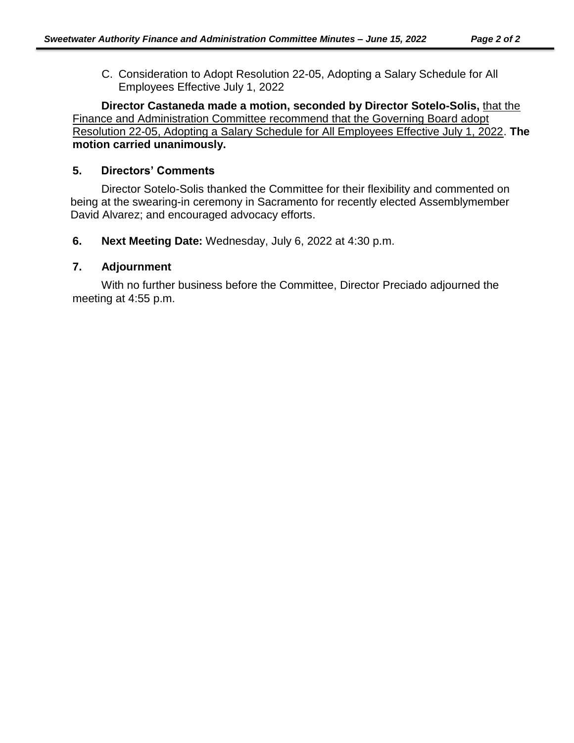C. Consideration to Adopt Resolution 22-05, Adopting a Salary Schedule for All Employees Effective July 1, 2022

**Director Castaneda made a motion, seconded by Director Sotelo-Solis,** <u>that the Finance and Administration Committee recommend that the Governing Board adopt Resolution 22-05, Adopting a Salary Schedule for All Employees Effective July 1, 2022</u>. **The motion carried unanimously.**

## 5. Directors' Comments

Director Sotelo-Solis thanked the Committee for their flexibility and commented on being at the swearing-in ceremony in Sacramento for recently elected Assemblymember David Alvarez; and encouraged advocacy efforts.

## 6. Next Meeting Date: Wednesday, July 6, 2022 at 4:30 p.m.

## 7. Adjournment

With no further business before the Committee, Director Preciado adjourned the meeting at 4:55 p.m.